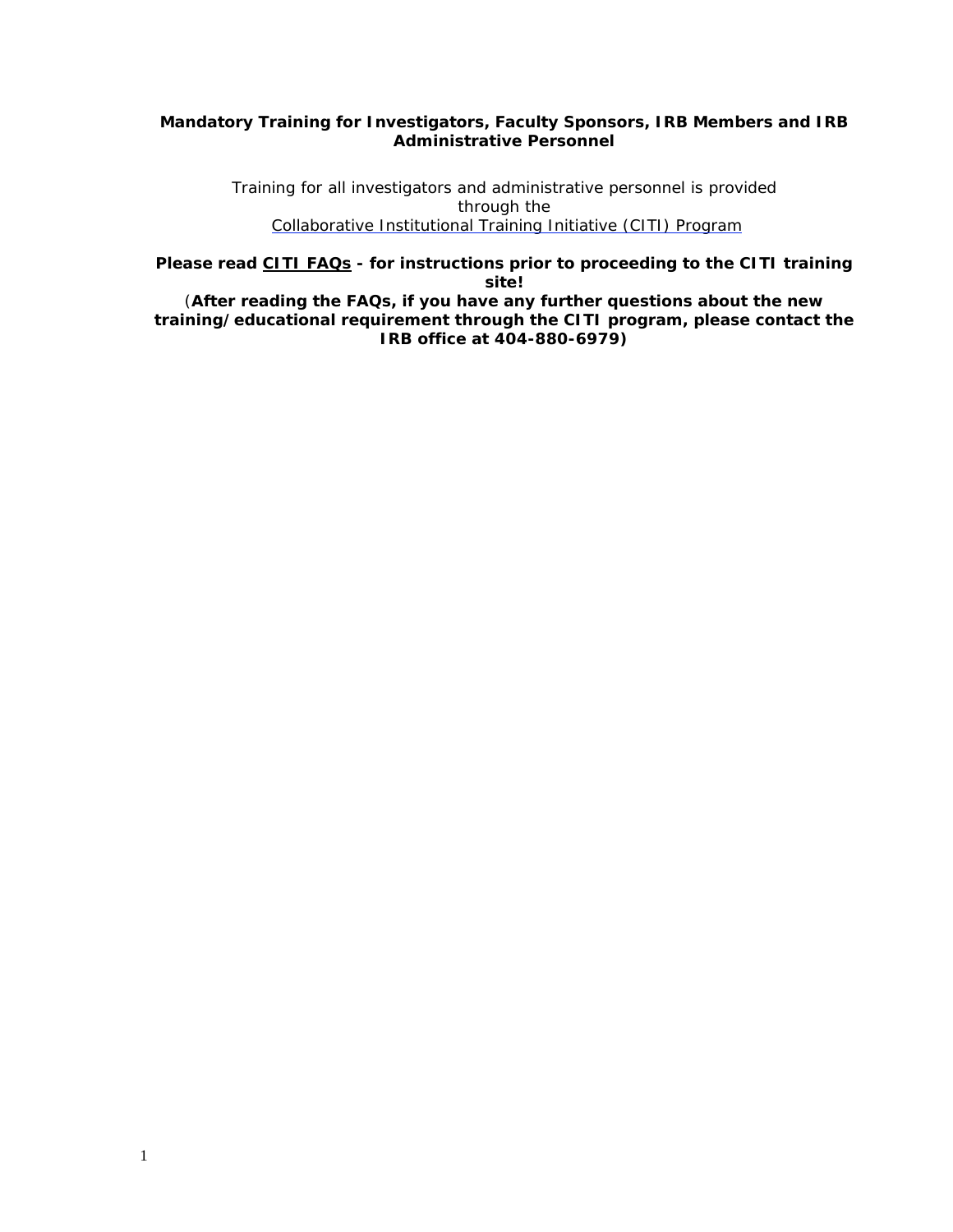**Mandatory Training for Investigators, Faculty Sponsors, IRB Members and IRB Administrative Personnel**

Training for all investigators and administrative personnel is provided through the
Collaborative Institutional Training Initiative (CITI) Program

**Please read CITI FAQs - for instructions prior to proceeding to the CITI training site!**
(**After reading the FAQs, if you have any further questions about the new training/educational requirement through the CITI program, please contact the IRB office at 404-880-6979)**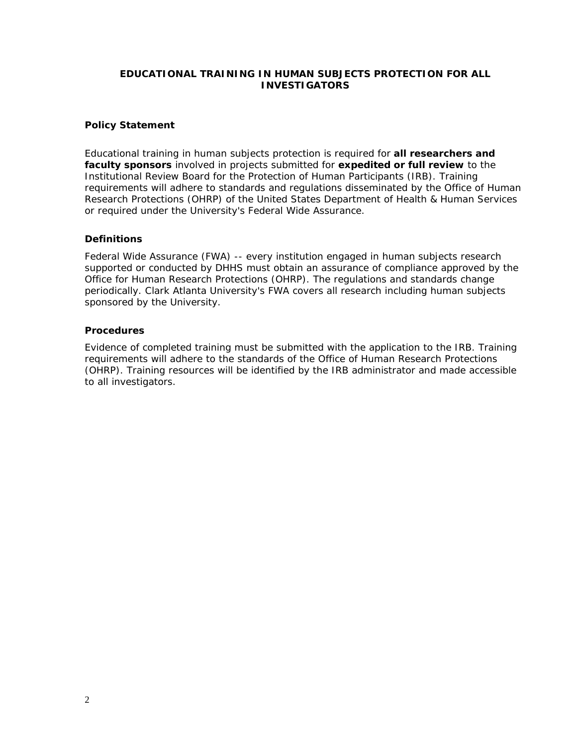# EDUCATIONAL TRAINING IN HUMAN SUBJECTS PROTECTION FOR ALL INVESTIGATORS

## Policy Statement

Educational training in human subjects protection is required for **all researchers and faculty sponsors** involved in projects submitted for **expedited or full review** to the Institutional Review Board for the Protection of Human Participants (IRB). Training requirements will adhere to standards and regulations disseminated by the Office of Human Research Protections (OHRP) of the United States Department of Health & Human Services or required under the University's Federal Wide Assurance.

## Definitions

Federal Wide Assurance (FWA) -- every institution engaged in human subjects research supported or conducted by DHHS must obtain an assurance of compliance approved by the Office for Human Research Protections (OHRP). The regulations and standards change periodically. Clark Atlanta University's FWA covers all research including human subjects sponsored by the University.

## Procedures

Evidence of completed training must be submitted with the application to the IRB. Training requirements will adhere to the standards of the Office of Human Research Protections (OHRP). Training resources will be identified by the IRB administrator and made accessible to all investigators.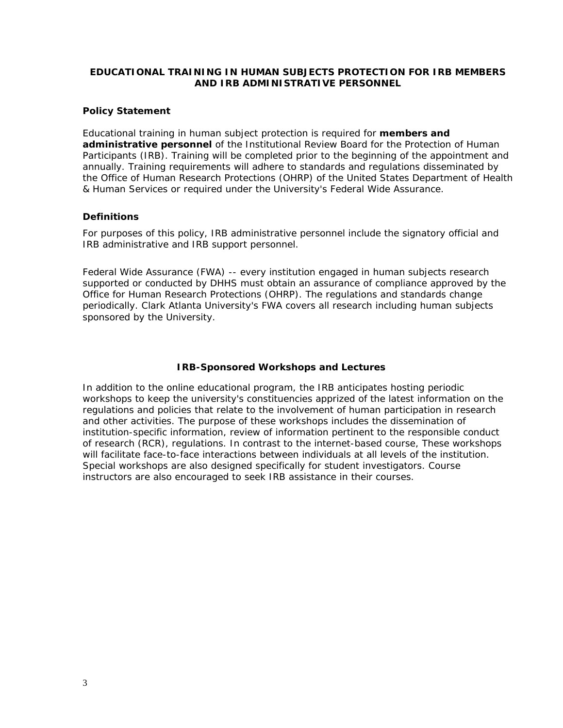## EDUCATIONAL TRAINING IN HUMAN SUBJECTS PROTECTION FOR IRB MEMBERS AND IRB ADMINISTRATIVE PERSONNEL

### Policy Statement

Educational training in human subject protection is required for **members and administrative personnel** of the Institutional Review Board for the Protection of Human Participants (IRB). Training will be completed prior to the beginning of the appointment and annually. Training requirements will adhere to standards and regulations disseminated by the Office of Human Research Protections (OHRP) of the United States Department of Health & Human Services or required under the University's Federal Wide Assurance.

### Definitions

For purposes of this policy, IRB administrative personnel include the signatory official and IRB administrative and IRB support personnel.

Federal Wide Assurance (FWA) -- every institution engaged in human subjects research supported or conducted by DHHS must obtain an assurance of compliance approved by the Office for Human Research Protections (OHRP). The regulations and standards change periodically. Clark Atlanta University's FWA covers all research including human subjects sponsored by the University.

### IRB-Sponsored Workshops and Lectures

In addition to the online educational program, the IRB anticipates hosting periodic workshops to keep the university's constituencies apprized of the latest information on the regulations and policies that relate to the involvement of human participation in research and other activities. The purpose of these workshops includes the dissemination of institution-specific information, review of information pertinent to the responsible conduct of research (RCR), regulations. In contrast to the internet-based course, These workshops will facilitate face-to-face interactions between individuals at all levels of the institution. Special workshops are also designed specifically for student investigators. Course instructors are also encouraged to seek IRB assistance in their courses.